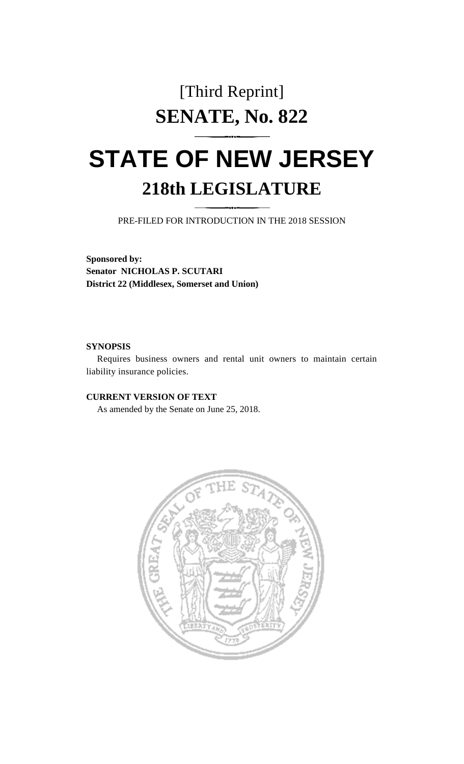[Third Reprint]

# SENATE, No. 822

# STATE OF NEW JERSEY

## 218th LEGISLATURE

PRE-FILED FOR INTRODUCTION IN THE 2018 SESSION

**Sponsored by:**
**Senator NICHOLAS P. SCUTARI**
**District 22 (Middlesex, Somerset and Union)**

**SYNOPSIS**

Requires business owners and rental unit owners to maintain certain liability insurance policies.

**CURRENT VERSION OF TEXT**

As amended by the Senate on June 25, 2018.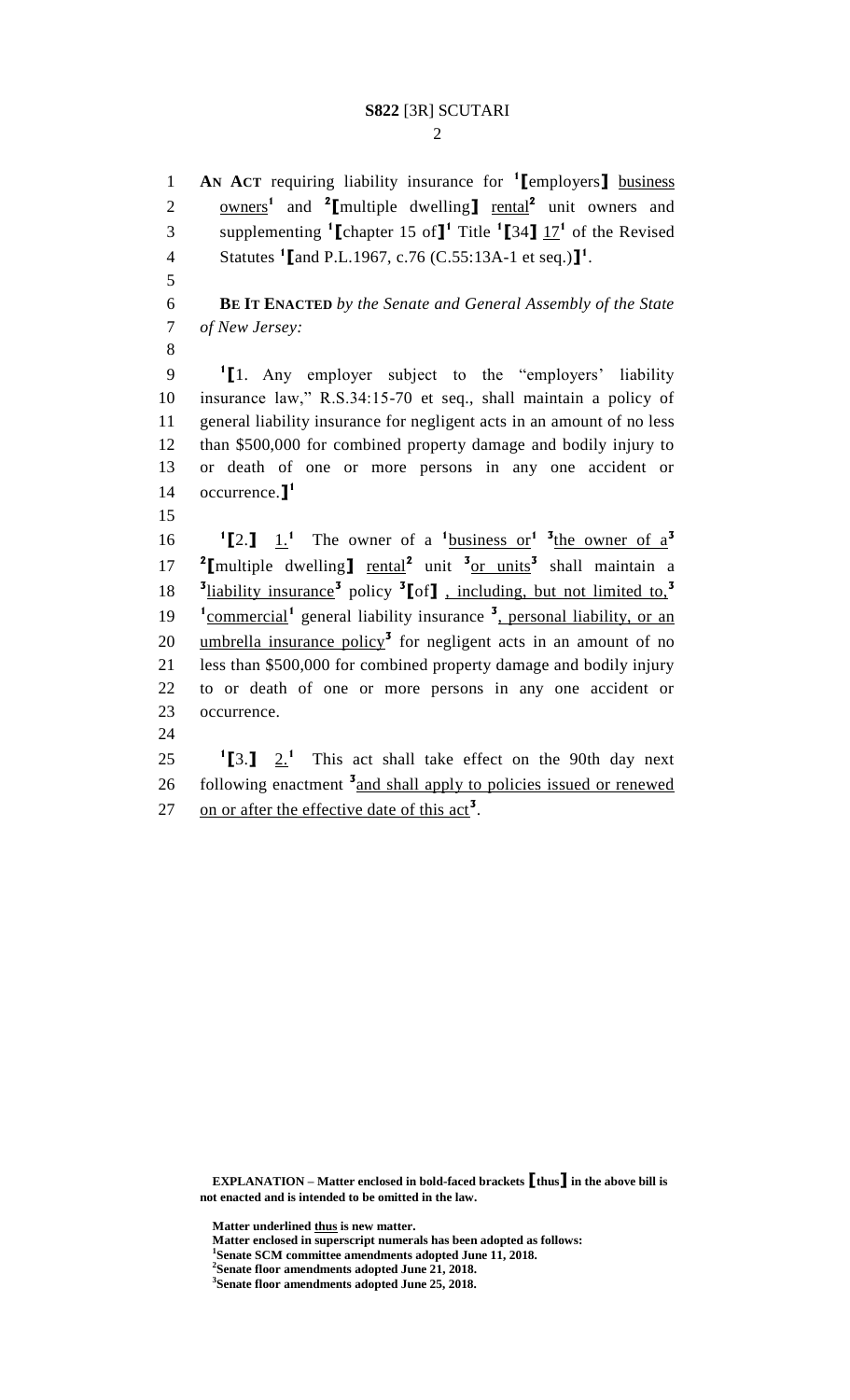**AN ACT** requiring liability insurance for [1]**[**employers**]** <u>business owners</u>[1] and [2]**[**multiple dwelling**]** <u>rental</u>[2] unit owners and supplementing [1]**[**chapter 15 of**]**[1] Title [1]**[**34**]** <u>17</u>[1] of the Revised Statutes [1]**[**and P.L.1967, c.76 (C.55:13A-1 et seq.)**]**[1].

**BE IT ENACTED** *by the Senate and General Assembly of the State of New Jersey:*

[1]**[**1. Any employer subject to the "employers' liability insurance law," R.S.34:15-70 et seq., shall maintain a policy of general liability insurance for negligent acts in an amount of no less than $500,000 for combined property damage and bodily injury to or death of one or more persons in any one accident or occurrence.**]**[1]

[1]**[**2.**]** <u>1.</u>[1] The owner of a [1]<u>business or</u>[1] [3]<u>the owner of a</u>[3] [2]**[**multiple dwelling**]** <u>rental</u>[2] unit [3]<u>or units</u>[3] shall maintain a [3]<u>liability insurance</u>[3] policy [3]**[**of**]** <u>, including, but not limited to,</u>[3] [1]<u>commercial</u>[1] general liability insurance [3]<u>, personal liability, or an umbrella insurance policy</u>[3] for negligent acts in an amount of no less than $500,000 for combined property damage and bodily injury to or death of one or more persons in any one accident or occurrence.

[1]**[**3.**]** <u>2.</u>[1] This act shall take effect on the 90th day next following enactment [3]<u>and shall apply to policies issued or renewed on or after the effective date of this act</u>[3].

**EXPLANATION – Matter enclosed in bold-faced brackets [thus] in the above bill is not enacted and is intended to be omitted in the law.**

**Matter underlined <u>thus</u> is new matter.**
**Matter enclosed in superscript numerals has been adopted as follows:**
[1]**Senate SCM committee amendments adopted June 11, 2018.**
[2]**Senate floor amendments adopted June 21, 2018.**
[3]**Senate floor amendments adopted June 25, 2018.**